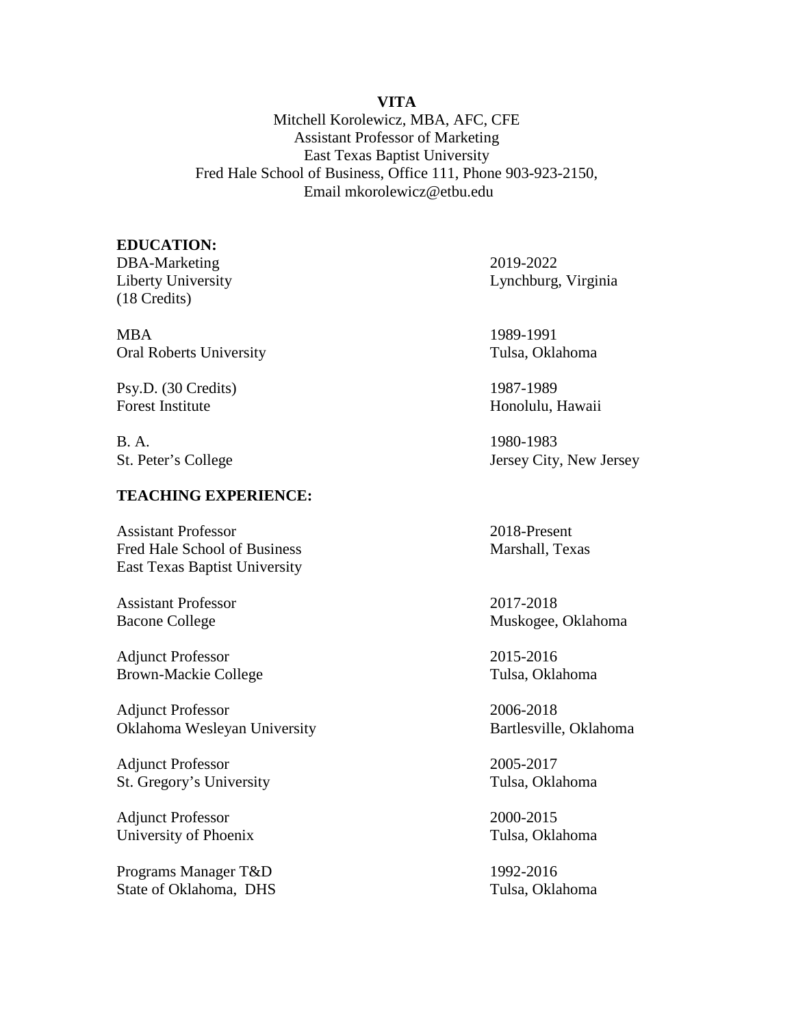**VITA**

Mitchell Korolewicz, MBA, AFC, CFE
Assistant Professor of Marketing
East Texas Baptist University
Fred Hale School of Business, Office 111, Phone 903-923-2150,
Email mkorolewicz@etbu.edu

## EDUCATION:

DBA-Marketing — 2019-2022
Liberty University — Lynchburg, Virginia
(18 Credits)

MBA — 1989-1991
Oral Roberts University — Tulsa, Oklahoma

Psy.D. (30 Credits) — 1987-1989
Forest Institute — Honolulu, Hawaii

B. A. — 1980-1983
St. Peter's College — Jersey City, New Jersey

## TEACHING EXPERIENCE:

Assistant Professor — 2018-Present
Fred Hale School of Business — Marshall, Texas
East Texas Baptist University

Assistant Professor — 2017-2018
Bacone College — Muskogee, Oklahoma

Adjunct Professor — 2015-2016
Brown-Mackie College — Tulsa, Oklahoma

Adjunct Professor — 2006-2018
Oklahoma Wesleyan University — Bartlesville, Oklahoma

Adjunct Professor — 2005-2017
St. Gregory's University — Tulsa, Oklahoma

Adjunct Professor — 2000-2015
University of Phoenix — Tulsa, Oklahoma

Programs Manager T&D — 1992-2016
State of Oklahoma, DHS — Tulsa, Oklahoma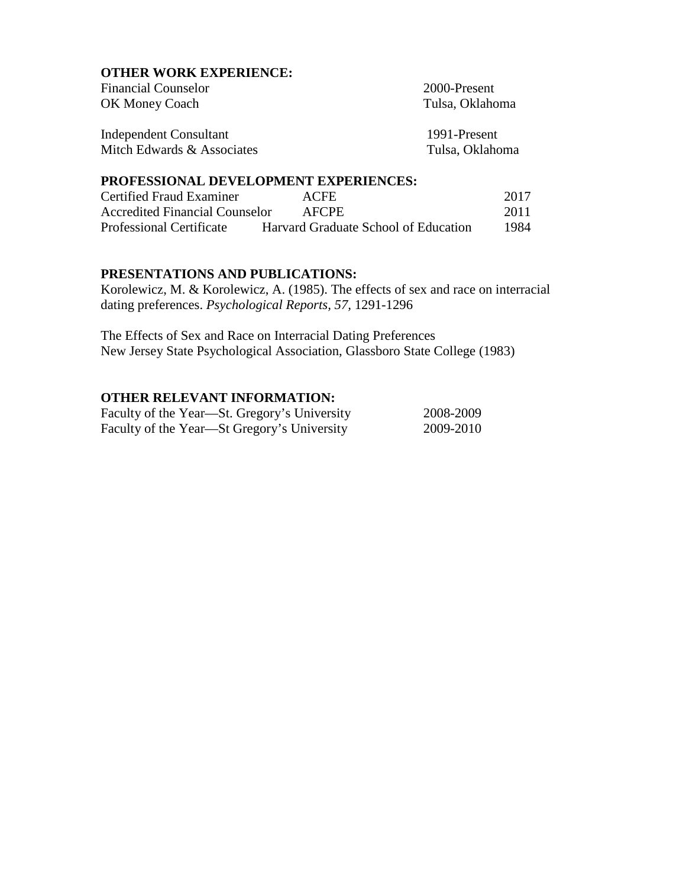## OTHER WORK EXPERIENCE:

Financial Counselor — 2000-Present
OK Money Coach — Tulsa, Oklahoma

Independent Consultant — 1991-Present
Mitch Edwards & Associates — Tulsa, Oklahoma

## PROFESSIONAL DEVELOPMENT EXPERIENCES:

| | | |
|---|---|---|
| Certified Fraud Examiner | ACFE | 2017 |
| Accredited Financial Counselor | AFCPE | 2011 |
| Professional Certificate | Harvard Graduate School of Education | 1984 |

## PRESENTATIONS AND PUBLICATIONS:

Korolewicz, M. & Korolewicz, A. (1985). The effects of sex and race on interracial dating preferences. *Psychological Reports, 57,* 1291-1296

The Effects of Sex and Race on Interracial Dating Preferences
New Jersey State Psychological Association, Glassboro State College (1983)

## OTHER RELEVANT INFORMATION:

| | |
|---|---|
| Faculty of the Year—St. Gregory's University | 2008-2009 |
| Faculty of the Year—St Gregory's University | 2009-2010 |